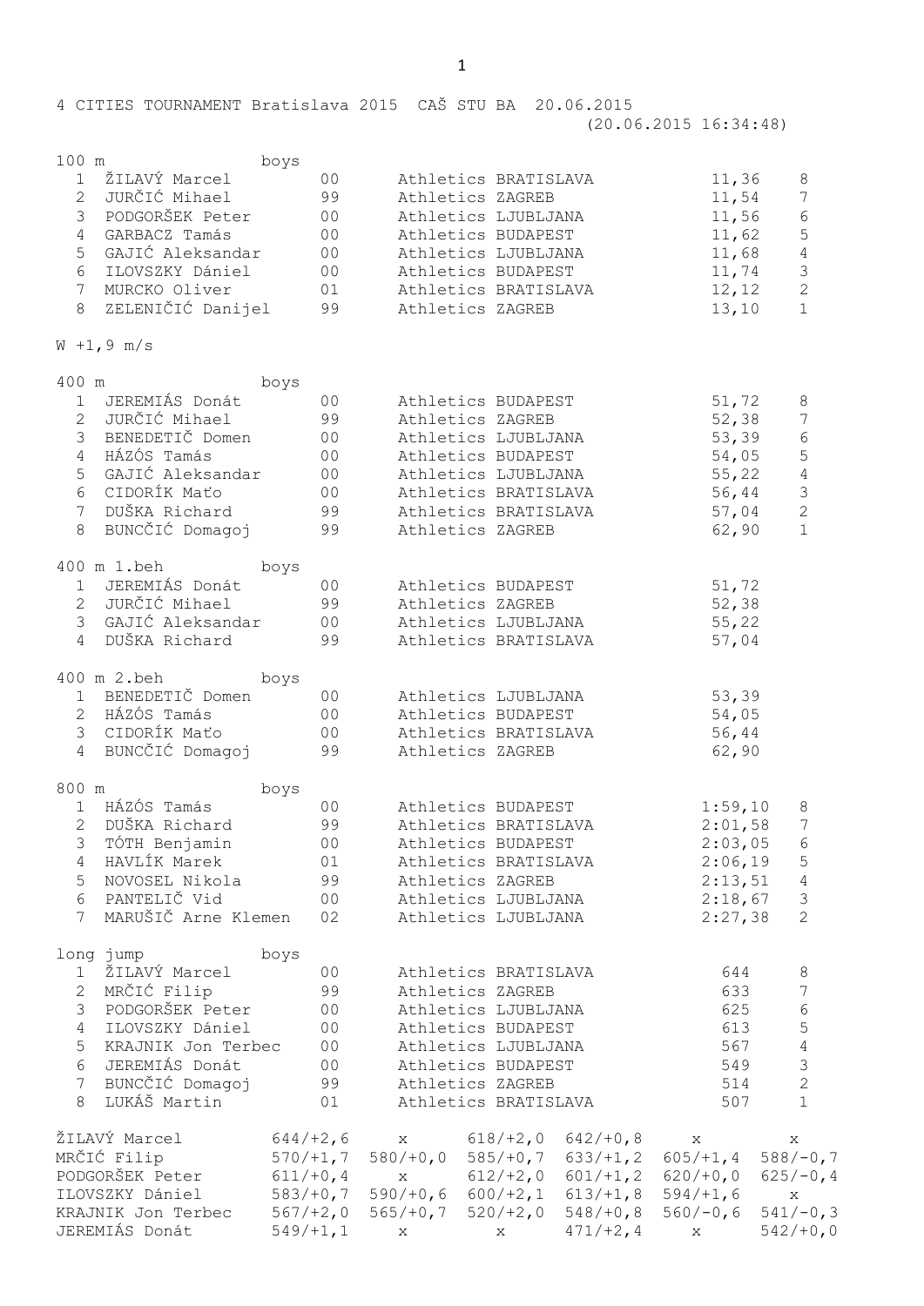4 CITIES TOURNAMENT Bratislava 2015 CAŠ STU BA 20.06.2015

(20.06.2015 16:34:48)

## 100 m boys

| | Name | Year | Club | Result | Points |
|---|---|---|---|---|---|
| 1 | ŽILAVÝ Marcel | 00 | Athletics BRATISLAVA | 11,36 | 8 |
| 2 | JURČIĆ Mihael | 99 | Athletics ZAGREB | 11,54 | 7 |
| 3 | PODGORŠEK Peter | 00 | Athletics LJUBLJANA | 11,56 | 6 |
| 4 | GARBACZ Tamás | 00 | Athletics BUDAPEST | 11,62 | 5 |
| 5 | GAJIĆ Aleksandar | 00 | Athletics LJUBLJANA | 11,68 | 4 |
| 6 | ILOVSZKY Dániel | 00 | Athletics BUDAPEST | 11,74 | 3 |
| 7 | MURCKO Oliver | 01 | Athletics BRATISLAVA | 12,12 | 2 |
| 8 | ZELENIČIĆ Danijel | 99 | Athletics ZAGREB | 13,10 | 1 |

W +1,9 m/s

## 400 m boys

| | Name | Year | Club | Result | Points |
|---|---|---|---|---|---|
| 1 | JEREMIÁS Donát | 00 | Athletics BUDAPEST | 51,72 | 8 |
| 2 | JURČIĆ Mihael | 99 | Athletics ZAGREB | 52,38 | 7 |
| 3 | BENEDETIČ Domen | 00 | Athletics LJUBLJANA | 53,39 | 6 |
| 4 | HÁZÓS Tamás | 00 | Athletics BUDAPEST | 54,05 | 5 |
| 5 | GAJIĆ Aleksandar | 00 | Athletics LJUBLJANA | 55,22 | 4 |
| 6 | CIDORÍK Maťo | 00 | Athletics BRATISLAVA | 56,44 | 3 |
| 7 | DUŠKA Richard | 99 | Athletics BRATISLAVA | 57,04 | 2 |
| 8 | BUNČČIĆ Domagoj | 99 | Athletics ZAGREB | 62,90 | 1 |

## 400 m 1.beh boys

| | Name | Year | Club | Result |
|---|---|---|---|---|
| 1 | JEREMIÁS Donát | 00 | Athletics BUDAPEST | 51,72 |
| 2 | JURČIĆ Mihael | 99 | Athletics ZAGREB | 52,38 |
| 3 | GAJIĆ Aleksandar | 00 | Athletics LJUBLJANA | 55,22 |
| 4 | DUŠKA Richard | 99 | Athletics BRATISLAVA | 57,04 |

## 400 m 2.beh boys

| | Name | Year | Club | Result |
|---|---|---|---|---|
| 1 | BENEDETIČ Domen | 00 | Athletics LJUBLJANA | 53,39 |
| 2 | HÁZÓS Tamás | 00 | Athletics BUDAPEST | 54,05 |
| 3 | CIDORÍK Maťo | 00 | Athletics BRATISLAVA | 56,44 |
| 4 | BUNČČIĆ Domagoj | 99 | Athletics ZAGREB | 62,90 |

## 800 m boys

| | Name | Year | Club | Result | Points |
|---|---|---|---|---|---|
| 1 | HÁZÓS Tamás | 00 | Athletics BUDAPEST | 1:59,10 | 8 |
| 2 | DUŠKA Richard | 99 | Athletics BRATISLAVA | 2:01,58 | 7 |
| 3 | TÓTH Benjamin | 00 | Athletics BUDAPEST | 2:03,05 | 6 |
| 4 | HAVLÍK Marek | 01 | Athletics BRATISLAVA | 2:06,19 | 5 |
| 5 | NOVOSEL Nikola | 99 | Athletics ZAGREB | 2:13,51 | 4 |
| 6 | PANTELIČ Vid | 00 | Athletics LJUBLJANA | 2:18,67 | 3 |
| 7 | MARUŠIČ Arne Klemen | 02 | Athletics LJUBLJANA | 2:27,38 | 2 |

## long jump boys

| | Name | Year | Club | Result | Points |
|---|---|---|---|---|---|
| 1 | ŽILAVÝ Marcel | 00 | Athletics BRATISLAVA | 644 | 8 |
| 2 | MRČIĆ Filip | 99 | Athletics ZAGREB | 633 | 7 |
| 3 | PODGORŠEK Peter | 00 | Athletics LJUBLJANA | 625 | 6 |
| 4 | ILOVSZKY Dániel | 00 | Athletics BUDAPEST | 613 | 5 |
| 5 | KRAJNIK Jon Terbec | 00 | Athletics LJUBLJANA | 567 | 4 |
| 6 | JEREMIÁS Donát | 00 | Athletics BUDAPEST | 549 | 3 |
| 7 | BUNČČIĆ Domagoj | 99 | Athletics ZAGREB | 514 | 2 |
| 8 | LUKÁŠ Martin | 01 | Athletics BRATISLAVA | 507 | 1 |

| Name | 1 | 2 | 3 | 4 | 5 | 6 |
|---|---|---|---|---|---|---|
| ŽILAVÝ Marcel | 644/+2,6 | x | 618/+2,0 | 642/+0,8 | x | x |
| MRČIĆ Filip | 570/+1,7 | 580/+0,0 | 585/+0,7 | 633/+1,2 | 605/+1,4 | 588/-0,7 |
| PODGORŠEK Peter | 611/+0,4 | x | 612/+2,0 | 601/+1,2 | 620/+0,0 | 625/-0,4 |
| ILOVSZKY Dániel | 583/+0,7 | 590/+0,6 | 600/+2,1 | 613/+1,8 | 594/+1,6 | x |
| KRAJNIK Jon Terbec | 567/+2,0 | 565/+0,7 | 520/+2,0 | 548/+0,8 | 560/-0,6 | 541/-0,3 |
| JEREMIÁS Donát | 549/+1,1 | x | x | 471/+2,4 | x | 542/+0,0 |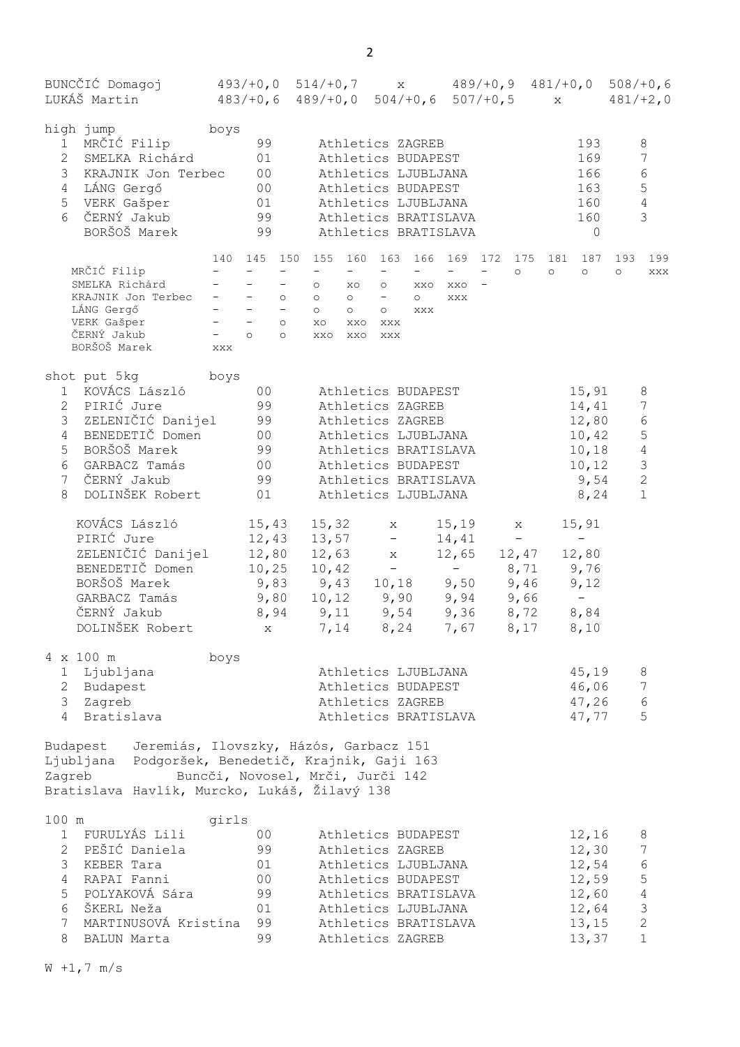| | | | | | | |
|---|---|---|---|---|---|---|
| BUNCČIĆ Domagoj | 493/+0,0 | 514/+0,7 | x | 489/+0,9 | 481/+0,0 | 508/+0,6 |
| LUKÁŠ Martin | 483/+0,6 | 489/+0,0 | 504/+0,6 | 507/+0,5 | x | 481/+2,0 |

**high jump boys**

| | | | | | |
|---|---|---|---|---|---|
| 1 | MRČIĆ Filip | 99 | Athletics ZAGREB | 193 | 8 |
| 2 | SMELKA Richárd | 01 | Athletics BUDAPEST | 169 | 7 |
| 3 | KRAJNIK Jon Terbec | 00 | Athletics LJUBLJANA | 166 | 6 |
| 4 | LÁNG Gergő | 00 | Athletics BUDAPEST | 163 | 5 |
| 5 | VERK Gašper | 01 | Athletics LJUBLJANA | 160 | 4 |
| 6 | ČERNÝ Jakub | 99 | Athletics BRATISLAVA | 160 | 3 |
| | BORŠOŠ Marek | 99 | Athletics BRATISLAVA | 0 | |

| | 140 | 145 | 150 | 155 | 160 | 163 | 166 | 169 | 172 | 175 | 181 | 187 | 193 | 199 |
|---|---|---|---|---|---|---|---|---|---|---|---|---|---|---|
| MRČIĆ Filip | - | - | - | - | - | - | - | - | - | o | o | o | o | xxx |
| SMELKA Richárd | - | - | - | o | xo | o | xxo | xxo | - | | | | | |
| KRAJNIK Jon Terbec | - | - | o | o | o | - | o | xxx | | | | | | |
| LÁNG Gergő | - | - | - | o | o | o | xxx | | | | | | | |
| VERK Gašper | - | - | o | xo | xxo | xxx | | | | | | | | |
| ČERNÝ Jakub | - | o | o | xxo | xxo | xxx | | | | | | | | |
| BORŠOŠ Marek | xxx | | | | | | | | | | | | | |

**shot put 5kg boys**

| | | | | | |
|---|---|---|---|---|---|
| 1 | KOVÁCS László | 00 | Athletics BUDAPEST | 15,91 | 8 |
| 2 | PIRIĆ Jure | 99 | Athletics ZAGREB | 14,41 | 7 |
| 3 | ZELENIČIĆ Danijel | 99 | Athletics ZAGREB | 12,80 | 6 |
| 4 | BENEDETIČ Domen | 00 | Athletics LJUBLJANA | 10,42 | 5 |
| 5 | BORŠOŠ Marek | 99 | Athletics BRATISLAVA | 10,18 | 4 |
| 6 | GARBACZ Tamás | 00 | Athletics BUDAPEST | 10,12 | 3 |
| 7 | ČERNÝ Jakub | 99 | Athletics BRATISLAVA | 9,54 | 2 |
| 8 | DOLINŠEK Robert | 01 | Athletics LJUBLJANA | 8,24 | 1 |

| | | | | | | |
|---|---|---|---|---|---|---|
| KOVÁCS László | 15,43 | 15,32 | x | 15,19 | x | 15,91 |
| PIRIĆ Jure | 12,43 | 13,57 | - | 14,41 | - | - |
| ZELENIČIĆ Danijel | 12,80 | 12,63 | x | 12,65 | 12,47 | 12,80 |
| BENEDETIČ Domen | 10,25 | 10,42 | - | - | 8,71 | 9,76 |
| BORŠOŠ Marek | 9,83 | 9,43 | 10,18 | 9,50 | 9,46 | 9,12 |
| GARBACZ Tamás | 9,80 | 10,12 | 9,90 | 9,94 | 9,66 | - |
| ČERNÝ Jakub | 8,94 | 9,11 | 9,54 | 9,36 | 8,72 | 8,84 |
| DOLINŠEK Robert | x | 7,14 | 8,24 | 7,67 | 8,17 | 8,10 |

**4 x 100 m boys**

| | | | | |
|---|---|---|---|---|
| 1 | Ljubljana | Athletics LJUBLJANA | 45,19 | 8 |
| 2 | Budapest | Athletics BUDAPEST | 46,06 | 7 |
| 3 | Zagreb | Athletics ZAGREB | 47,26 | 6 |
| 4 | Bratislava | Athletics BRATISLAVA | 47,77 | 5 |

Budapest Jeremiás, Ilovszky, Házós, Garbacz 151
Ljubljana Podgoršek, Benedetič, Krajnik, Gaji 163
Zagreb Buncči, Novosel, Mrči, Jurči 142
Bratislava Havlík, Murcko, Lukáš, Žilavý 138

**100 m girls**

| | | | | | |
|---|---|---|---|---|---|
| 1 | FURULYÁS Lili | 00 | Athletics BUDAPEST | 12,16 | 8 |
| 2 | PEŠIĆ Daniela | 99 | Athletics ZAGREB | 12,30 | 7 |
| 3 | KEBER Tara | 01 | Athletics LJUBLJANA | 12,54 | 6 |
| 4 | RAPAI Fanni | 00 | Athletics BUDAPEST | 12,59 | 5 |
| 5 | POLYAKOVÁ Sára | 99 | Athletics BRATISLAVA | 12,60 | 4 |
| 6 | ŠKERL Neža | 01 | Athletics LJUBLJANA | 12,64 | 3 |
| 7 | MARTINUSOVÁ Kristína | 99 | Athletics BRATISLAVA | 13,15 | 2 |
| 8 | BALUN Marta | 99 | Athletics ZAGREB | 13,37 | 1 |

W +1,7 m/s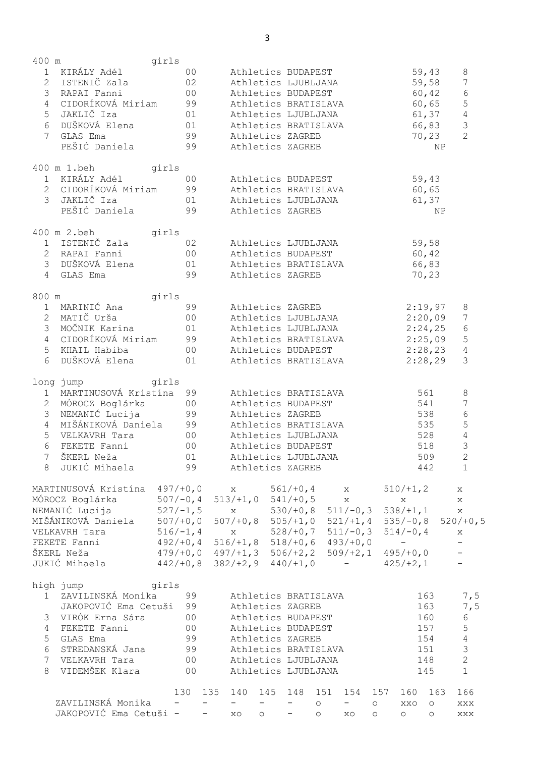## 400 m girls

| Pl. | Name | Year | Club | Result | Points |
|---|---|---|---|---|---|
| 1 | KIRÁLY Adél | 00 | Athletics BUDAPEST | 59,43 | 8 |
| 2 | ISTENIČ Zala | 02 | Athletics LJUBLJANA | 59,58 | 7 |
| 3 | RAPAI Fanni | 00 | Athletics BUDAPEST | 60,42 | 6 |
| 4 | CIDORÍKOVÁ Miriam | 99 | Athletics BRATISLAVA | 60,65 | 5 |
| 5 | JAKLIČ Iza | 01 | Athletics LJUBLJANA | 61,37 | 4 |
| 6 | DUŠKOVÁ Elena | 01 | Athletics BRATISLAVA | 66,83 | 3 |
| 7 | GLAS Ema | 99 | Athletics ZAGREB | 70,23 | 2 |
| | PEŠIĆ Daniela | 99 | Athletics ZAGREB | NP | |

## 400 m 1.beh girls

| Pl. | Name | Year | Club | Result |
|---|---|---|---|---|
| 1 | KIRÁLY Adél | 00 | Athletics BUDAPEST | 59,43 |
| 2 | CIDORÍKOVÁ Miriam | 99 | Athletics BRATISLAVA | 60,65 |
| 3 | JAKLIČ Iza | 01 | Athletics LJUBLJANA | 61,37 |
| | PEŠIĆ Daniela | 99 | Athletics ZAGREB | NP |

## 400 m 2.beh girls

| Pl. | Name | Year | Club | Result |
|---|---|---|---|---|
| 1 | ISTENIČ Zala | 02 | Athletics LJUBLJANA | 59,58 |
| 2 | RAPAI Fanni | 00 | Athletics BUDAPEST | 60,42 |
| 3 | DUŠKOVÁ Elena | 01 | Athletics BRATISLAVA | 66,83 |
| 4 | GLAS Ema | 99 | Athletics ZAGREB | 70,23 |

## 800 m girls

| Pl. | Name | Year | Club | Result | Points |
|---|---|---|---|---|---|
| 1 | MARINIĆ Ana | 99 | Athletics ZAGREB | 2:19,97 | 8 |
| 2 | MATIČ Urša | 00 | Athletics LJUBLJANA | 2:20,09 | 7 |
| 3 | MOČNIK Karina | 01 | Athletics LJUBLJANA | 2:24,25 | 6 |
| 4 | CIDORÍKOVÁ Miriam | 99 | Athletics BRATISLAVA | 2:25,09 | 5 |
| 5 | KHAIL Habiba | 00 | Athletics BUDAPEST | 2:28,23 | 4 |
| 6 | DUŠKOVÁ Elena | 01 | Athletics BRATISLAVA | 2:28,29 | 3 |

## long jump girls

| Pl. | Name | Year | Club | Result | Points |
|---|---|---|---|---|---|
| 1 | MARTINUSOVÁ Kristína | 99 | Athletics BRATISLAVA | 561 | 8 |
| 2 | MÓROCZ Boglárka | 00 | Athletics BUDAPEST | 541 | 7 |
| 3 | NEMANIĆ Lucija | 99 | Athletics ZAGREB | 538 | 6 |
| 4 | MIŠÁNIKOVÁ Daniela | 99 | Athletics BRATISLAVA | 535 | 5 |
| 5 | VELKAVRH Tara | 00 | Athletics LJUBLJANA | 528 | 4 |
| 6 | FEKETE Fanni | 00 | Athletics BUDAPEST | 518 | 3 |
| 7 | ŠKERL Neža | 01 | Athletics LJUBLJANA | 509 | 2 |
| 8 | JUKIĆ Mihaela | 99 | Athletics ZAGREB | 442 | 1 |

| Name | 1 | 2 | 3 | 4 | 5 | 6 |
|---|---|---|---|---|---|---|
| MARTINUSOVÁ Kristína | 497/+0,0 | x | 561/+0,4 | x | 510/+1,2 | x |
| MÓROCZ Boglárka | 507/-0,4 | 513/+1,0 | 541/+0,5 | x | x | x |
| NEMANIĆ Lucija | 527/-1,5 | x | 530/+0,8 | 511/-0,3 | 538/+1,1 | x |
| MIŠÁNIKOVÁ Daniela | 507/+0,0 | 507/+0,8 | 505/+1,0 | 521/+1,4 | 535/-0,8 | 520/+0,5 |
| VELKAVRH Tara | 516/-1,4 | x | 528/+0,7 | 511/-0,3 | 514/-0,4 | x |
| FEKETE Fanni | 492/+0,4 | 516/+1,8 | 518/+0,6 | 493/+0,0 | - | - |
| ŠKERL Neža | 479/+0,0 | 497/+1,3 | 506/+2,2 | 509/+2,1 | 495/+0,0 | - |
| JUKIĆ Mihaela | 442/+0,8 | 382/+2,9 | 440/+1,0 | - | 425/+2,1 | - |

## high jump girls

| Pl. | Name | Year | Club | Result | Points |
|---|---|---|---|---|---|
| 1 | ZAVILINSKÁ Monika | 99 | Athletics BRATISLAVA | 163 | 7,5 |
| | JAKOPOVIĆ Ema Cetuši | 99 | Athletics ZAGREB | 163 | 7,5 |
| 3 | VIRÓK Erna Sára | 00 | Athletics BUDAPEST | 160 | 6 |
| 4 | FEKETE Fanni | 00 | Athletics BUDAPEST | 157 | 5 |
| 5 | GLAS Ema | 99 | Athletics ZAGREB | 154 | 4 |
| 6 | STREDANSKÁ Jana | 99 | Athletics BRATISLAVA | 151 | 3 |
| 7 | VELKAVRH Tara | 00 | Athletics LJUBLJANA | 148 | 2 |
| 8 | VIDEMŠEK Klara | 00 | Athletics LJUBLJANA | 145 | 1 |

| Name | 130 | 135 | 140 | 145 | 148 | 151 | 154 | 157 | 160 | 163 | 166 |
|---|---|---|---|---|---|---|---|---|---|---|---|
| ZAVILINSKÁ Monika | - | - | - | - | - | o | - | o | xxo | o | xxx |
| JAKOPOVIĆ Ema Cetuši | - | - | xo | o | - | o | xo | o | o | o | xxx |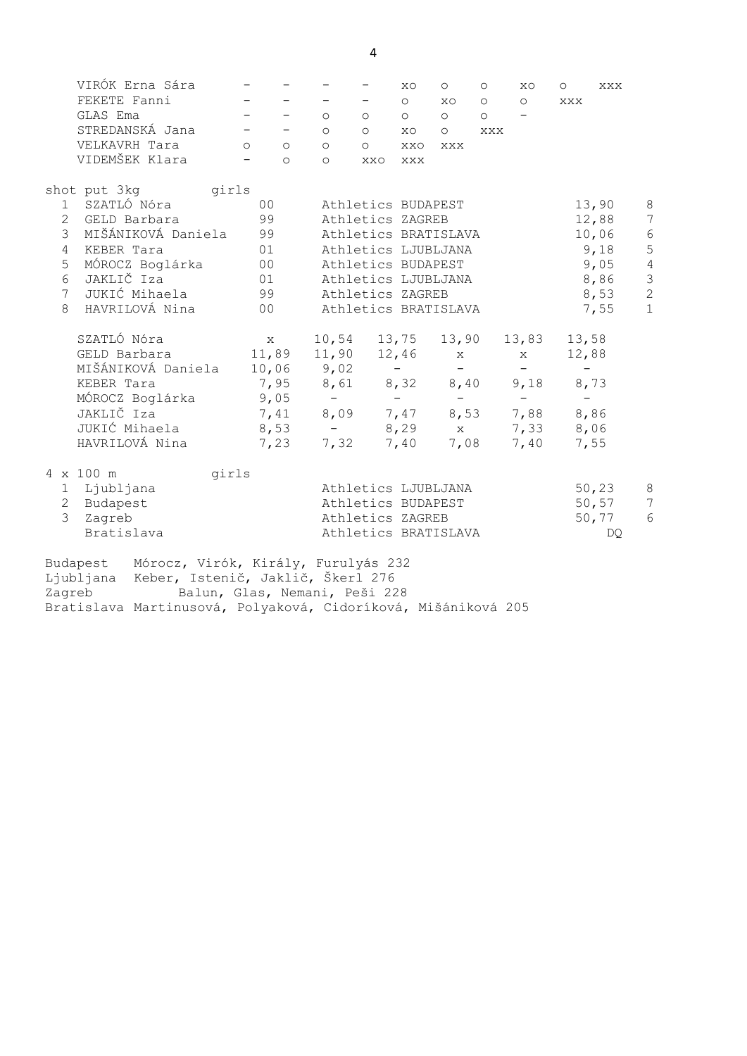| | | | | | | | | | | |
|---|---|---|---|---|---|---|---|---|---|---|
| VIRÓK Erna Sára | - | - | - | - | xo | o | o | xo | o | xxx |
| FEKETE Fanni | - | - | - | - | o | xo | o | o | xxx | |
| GLAS Ema | - | - | o | o | o | o | o | - | | |
| STREDANSKÁ Jana | - | - | o | o | xo | o | xxx | | | |
| VELKAVRH Tara | o | o | o | o | xxo | xxx | | | | |
| VIDEMŠEK Klara | - | o | o | xxo | xxx | | | | | |

shot put 3kg girls

| | | | | | |
|---|---|---|---|---|---|
| 1 | SZATLÓ Nóra | 00 | Athletics BUDAPEST | 13,90 | 8 |
| 2 | GELD Barbara | 99 | Athletics ZAGREB | 12,88 | 7 |
| 3 | MIŠÁNIKOVÁ Daniela | 99 | Athletics BRATISLAVA | 10,06 | 6 |
| 4 | KEBER Tara | 01 | Athletics LJUBLJANA | 9,18 | 5 |
| 5 | MÓROCZ Boglárka | 00 | Athletics BUDAPEST | 9,05 | 4 |
| 6 | JAKLIČ Iza | 01 | Athletics LJUBLJANA | 8,86 | 3 |
| 7 | JUKIĆ Mihaela | 99 | Athletics ZAGREB | 8,53 | 2 |
| 8 | HAVRILOVÁ Nina | 00 | Athletics BRATISLAVA | 7,55 | 1 |

| | | | | | | |
|---|---|---|---|---|---|---|
| SZATLÓ Nóra | x | 10,54 | 13,75 | 13,90 | 13,83 | 13,58 |
| GELD Barbara | 11,89 | 11,90 | 12,46 | x | x | 12,88 |
| MIŠÁNIKOVÁ Daniela | 10,06 | 9,02 | - | - | - | - |
| KEBER Tara | 7,95 | 8,61 | 8,32 | 8,40 | 9,18 | 8,73 |
| MÓROCZ Boglárka | 9,05 | - | - | - | - | - |
| JAKLIČ Iza | 7,41 | 8,09 | 7,47 | 8,53 | 7,88 | 8,86 |
| JUKIĆ Mihaela | 8,53 | - | 8,29 | x | 7,33 | 8,06 |
| HAVRILOVÁ Nina | 7,23 | 7,32 | 7,40 | 7,08 | 7,40 | 7,55 |

4 x 100 m girls

| | | | | |
|---|---|---|---|---|
| 1 | Ljubljana | Athletics LJUBLJANA | 50,23 | 8 |
| 2 | Budapest | Athletics BUDAPEST | 50,57 | 7 |
| 3 | Zagreb | Athletics ZAGREB | 50,77 | 6 |
| | Bratislava | Athletics BRATISLAVA | DQ | |

Budapest Mórocz, Virók, Király, Furulyás 232
Ljubljana Keber, Istenič, Jaklič, Škerl 276
Zagreb Balun, Glas, Nemani, Peši 228
Bratislava Martinusová, Polyaková, Cidoríková, Mišániková 205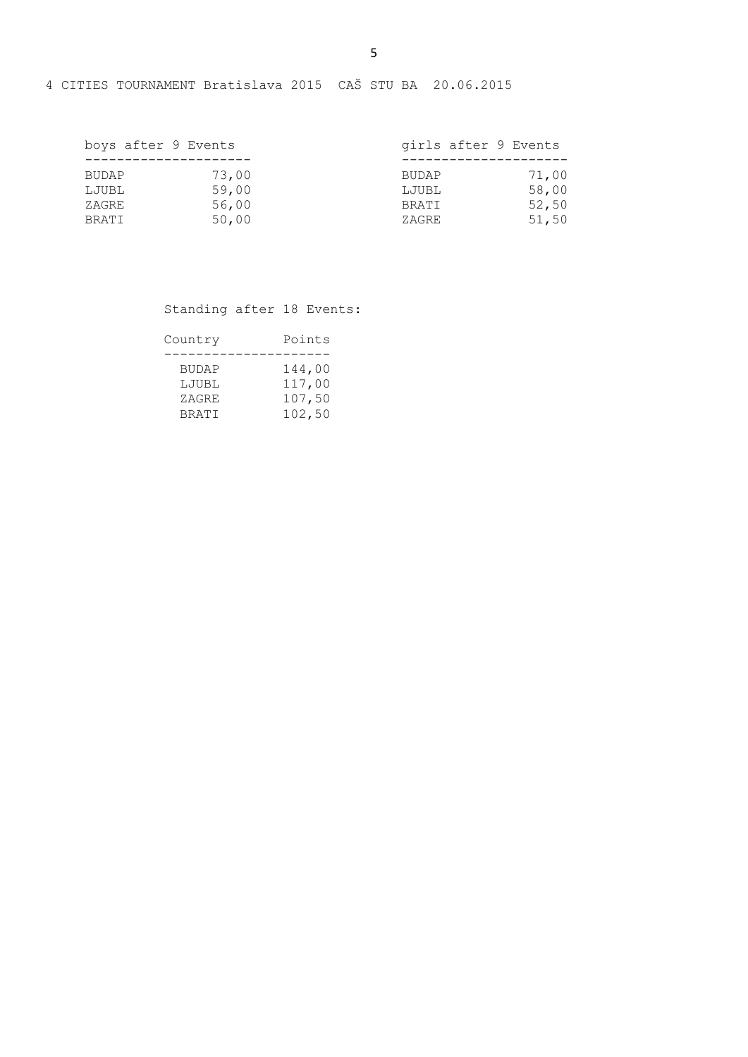4 CITIES TOURNAMENT Bratislava 2015 CAŠ STU BA 20.06.2015

| boys after 9 Events | |
| --- | --- |
| BUDAP | 73,00 |
| LJUBL | 59,00 |
| ZAGRE | 56,00 |
| BRATI | 50,00 |

| girls after 9 Events | |
| --- | --- |
| BUDAP | 71,00 |
| LJUBL | 58,00 |
| BRATI | 52,50 |
| ZAGRE | 51,50 |

Standing after 18 Events:

| Country | Points |
| --- | --- |
| BUDAP | 144,00 |
| LJUBL | 117,00 |
| ZAGRE | 107,50 |
| BRATI | 102,50 |